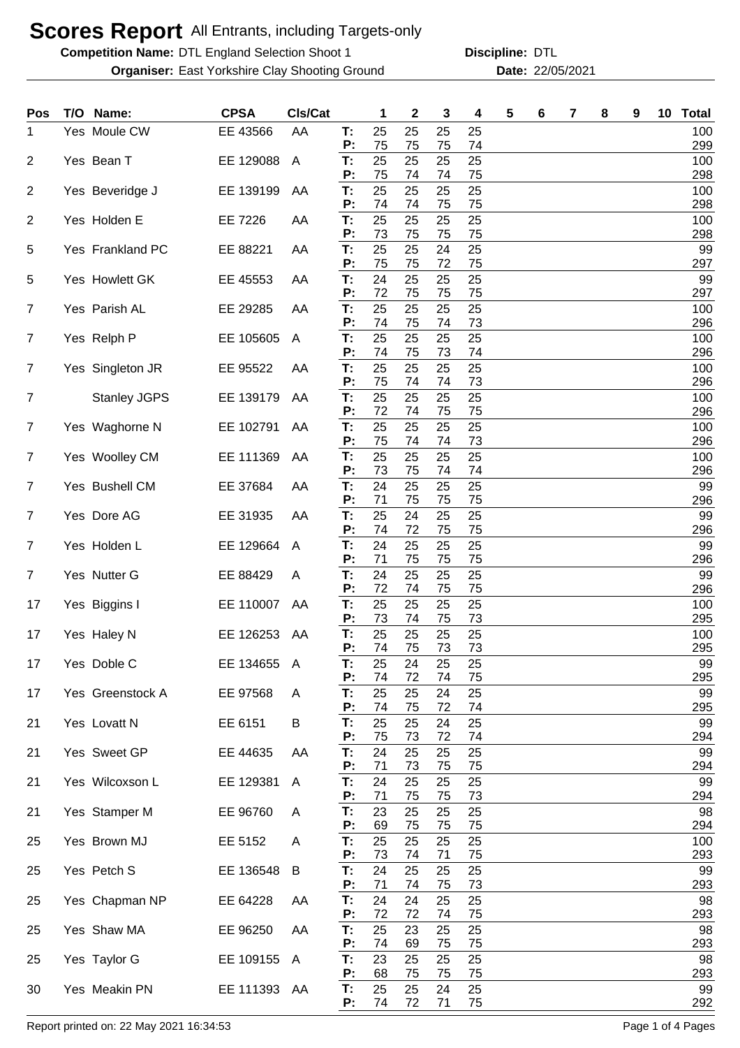# Scores Report All Entrants, including Targets-only

**Competition Name:** DTL England Selection Shoot 1 **Discipline:** DTL

**Organiser:** East Yorkshire Clay Shooting Ground **Date:** 22/05/2021

| Pos | T/O | Name: | CPSA | Cls/Cat | | 1 | 2 | 3 | 4 | 5 | 6 | 7 | 8 | 9 | 10 | Total |
|---|---|---|---|---|---|---|---|---|---|---|---|---|---|---|---|---|
| 1 | Yes | Moule CW | EE 43566 | AA | T: | 25 | 25 | 25 | 25 | | | | | | | 100 |
| | | | | | P: | 75 | 75 | 75 | 74 | | | | | | | 299 |
| 2 | Yes | Bean T | EE 129088 | A | T: | 25 | 25 | 25 | 25 | | | | | | | 100 |
| | | | | | P: | 75 | 74 | 74 | 75 | | | | | | | 298 |
| 2 | Yes | Beveridge J | EE 139199 | AA | T: | 25 | 25 | 25 | 25 | | | | | | | 100 |
| | | | | | P: | 74 | 74 | 75 | 75 | | | | | | | 298 |
| 2 | Yes | Holden E | EE 7226 | AA | T: | 25 | 25 | 25 | 25 | | | | | | | 100 |
| | | | | | P: | 73 | 75 | 75 | 75 | | | | | | | 298 |
| 5 | Yes | Frankland PC | EE 88221 | AA | T: | 25 | 25 | 24 | 25 | | | | | | | 99 |
| | | | | | P: | 75 | 75 | 72 | 75 | | | | | | | 297 |
| 5 | Yes | Howlett GK | EE 45553 | AA | T: | 24 | 25 | 25 | 25 | | | | | | | 99 |
| | | | | | P: | 72 | 75 | 75 | 75 | | | | | | | 297 |
| 7 | Yes | Parish AL | EE 29285 | AA | T: | 25 | 25 | 25 | 25 | | | | | | | 100 |
| | | | | | P: | 74 | 75 | 74 | 73 | | | | | | | 296 |
| 7 | Yes | Relph P | EE 105605 | A | T: | 25 | 25 | 25 | 25 | | | | | | | 100 |
| | | | | | P: | 74 | 75 | 73 | 74 | | | | | | | 296 |
| 7 | Yes | Singleton JR | EE 95522 | AA | T: | 25 | 25 | 25 | 25 | | | | | | | 100 |
| | | | | | P: | 75 | 74 | 74 | 73 | | | | | | | 296 |
| 7 | | Stanley JGPS | EE 139179 | AA | T: | 25 | 25 | 25 | 25 | | | | | | | 100 |
| | | | | | P: | 72 | 74 | 75 | 75 | | | | | | | 296 |
| 7 | Yes | Waghorne N | EE 102791 | AA | T: | 25 | 25 | 25 | 25 | | | | | | | 100 |
| | | | | | P: | 75 | 74 | 74 | 73 | | | | | | | 296 |
| 7 | Yes | Woolley CM | EE 111369 | AA | T: | 25 | 25 | 25 | 25 | | | | | | | 100 |
| | | | | | P: | 73 | 75 | 74 | 74 | | | | | | | 296 |
| 7 | Yes | Bushell CM | EE 37684 | AA | T: | 24 | 25 | 25 | 25 | | | | | | | 99 |
| | | | | | P: | 71 | 75 | 75 | 75 | | | | | | | 296 |
| 7 | Yes | Dore AG | EE 31935 | AA | T: | 25 | 24 | 25 | 25 | | | | | | | 99 |
| | | | | | P: | 74 | 72 | 75 | 75 | | | | | | | 296 |
| 7 | Yes | Holden L | EE 129664 | A | T: | 24 | 25 | 25 | 25 | | | | | | | 99 |
| | | | | | P: | 71 | 75 | 75 | 75 | | | | | | | 296 |
| 7 | Yes | Nutter G | EE 88429 | A | T: | 24 | 25 | 25 | 25 | | | | | | | 99 |
| | | | | | P: | 72 | 74 | 75 | 75 | | | | | | | 296 |
| 17 | Yes | Biggins I | EE 110007 | AA | T: | 25 | 25 | 25 | 25 | | | | | | | 100 |
| | | | | | P: | 73 | 74 | 75 | 73 | | | | | | | 295 |
| 17 | Yes | Haley N | EE 126253 | AA | T: | 25 | 25 | 25 | 25 | | | | | | | 100 |
| | | | | | P: | 74 | 75 | 73 | 73 | | | | | | | 295 |
| 17 | Yes | Doble C | EE 134655 | A | T: | 25 | 24 | 25 | 25 | | | | | | | 99 |
| | | | | | P: | 74 | 72 | 74 | 75 | | | | | | | 295 |
| 17 | Yes | Greenstock A | EE 97568 | A | T: | 25 | 25 | 24 | 25 | | | | | | | 99 |
| | | | | | P: | 74 | 75 | 72 | 74 | | | | | | | 295 |
| 21 | Yes | Lovatt N | EE 6151 | B | T: | 25 | 25 | 24 | 25 | | | | | | | 99 |
| | | | | | P: | 75 | 73 | 72 | 74 | | | | | | | 294 |
| 21 | Yes | Sweet GP | EE 44635 | AA | T: | 24 | 25 | 25 | 25 | | | | | | | 99 |
| | | | | | P: | 71 | 73 | 75 | 75 | | | | | | | 294 |
| 21 | Yes | Wilcoxson L | EE 129381 | A | T: | 24 | 25 | 25 | 25 | | | | | | | 99 |
| | | | | | P: | 71 | 75 | 75 | 73 | | | | | | | 294 |
| 21 | Yes | Stamper M | EE 96760 | A | T: | 23 | 25 | 25 | 25 | | | | | | | 98 |
| | | | | | P: | 69 | 75 | 75 | 75 | | | | | | | 294 |
| 25 | Yes | Brown MJ | EE 5152 | A | T: | 25 | 25 | 25 | 25 | | | | | | | 100 |
| | | | | | P: | 73 | 74 | 71 | 75 | | | | | | | 293 |
| 25 | Yes | Petch S | EE 136548 | B | T: | 24 | 25 | 25 | 25 | | | | | | | 99 |
| | | | | | P: | 71 | 74 | 75 | 73 | | | | | | | 293 |
| 25 | Yes | Chapman NP | EE 64228 | AA | T: | 24 | 24 | 25 | 25 | | | | | | | 98 |
| | | | | | P: | 72 | 72 | 74 | 75 | | | | | | | 293 |
| 25 | Yes | Shaw MA | EE 96250 | AA | T: | 25 | 23 | 25 | 25 | | | | | | | 98 |
| | | | | | P: | 74 | 69 | 75 | 75 | | | | | | | 293 |
| 25 | Yes | Taylor G | EE 109155 | A | T: | 23 | 25 | 25 | 25 | | | | | | | 98 |
| | | | | | P: | 68 | 75 | 75 | 75 | | | | | | | 293 |
| 30 | Yes | Meakin PN | EE 111393 | AA | T: | 25 | 25 | 24 | 25 | | | | | | | 99 |
| | | | | | P: | 74 | 72 | 71 | 75 | | | | | | | 292 |

Report printed on: 22 May 2021 16:34:53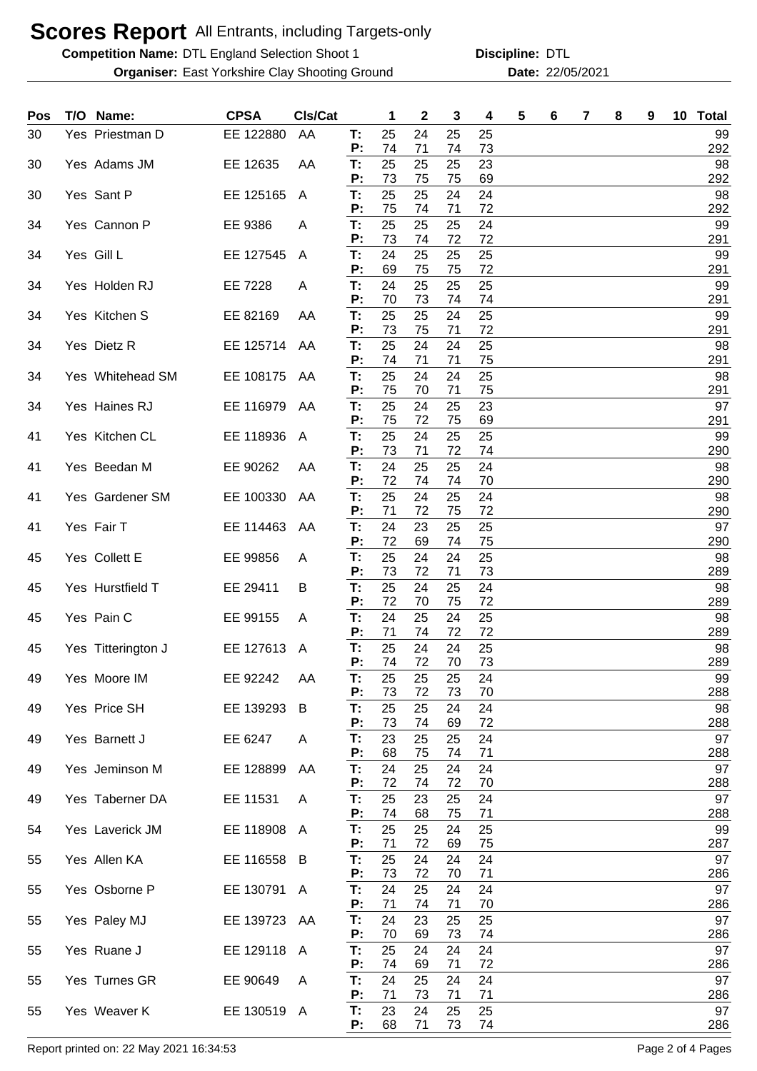# Scores Report All Entrants, including Targets-only

**Competition Name:** DTL England Selection Shoot 1 **Discipline:** DTL

**Organiser:** East Yorkshire Clay Shooting Ground **Date:** 22/05/2021

| Pos | T/O | Name: | CPSA | Cls/Cat | | 1 | 2 | 3 | 4 | 5 | 6 | 7 | 8 | 9 | 10 | Total |
|---|---|---|---|---|---|---|---|---|---|---|---|---|---|---|---|---|
| 30 | Yes | Priestman D | EE 122880 | AA | T: | 25 | 24 | 25 | 25 | | | | | | | 99 |
| | | | | | P: | 74 | 71 | 74 | 73 | | | | | | | 292 |
| 30 | Yes | Adams JM | EE 12635 | AA | T: | 25 | 25 | 25 | 23 | | | | | | | 98 |
| | | | | | P: | 73 | 75 | 75 | 69 | | | | | | | 292 |
| 30 | Yes | Sant P | EE 125165 | A | T: | 25 | 25 | 24 | 24 | | | | | | | 98 |
| | | | | | P: | 75 | 74 | 71 | 72 | | | | | | | 292 |
| 34 | Yes | Cannon P | EE 9386 | A | T: | 25 | 25 | 25 | 24 | | | | | | | 99 |
| | | | | | P: | 73 | 74 | 72 | 72 | | | | | | | 291 |
| 34 | Yes | Gill L | EE 127545 | A | T: | 24 | 25 | 25 | 25 | | | | | | | 99 |
| | | | | | P: | 69 | 75 | 75 | 72 | | | | | | | 291 |
| 34 | Yes | Holden RJ | EE 7228 | A | T: | 24 | 25 | 25 | 25 | | | | | | | 99 |
| | | | | | P: | 70 | 73 | 74 | 74 | | | | | | | 291 |
| 34 | Yes | Kitchen S | EE 82169 | AA | T: | 25 | 25 | 24 | 25 | | | | | | | 99 |
| | | | | | P: | 73 | 75 | 71 | 72 | | | | | | | 291 |
| 34 | Yes | Dietz R | EE 125714 | AA | T: | 25 | 24 | 24 | 25 | | | | | | | 98 |
| | | | | | P: | 74 | 71 | 71 | 75 | | | | | | | 291 |
| 34 | Yes | Whitehead SM | EE 108175 | AA | T: | 25 | 24 | 24 | 25 | | | | | | | 98 |
| | | | | | P: | 75 | 70 | 71 | 75 | | | | | | | 291 |
| 34 | Yes | Haines RJ | EE 116979 | AA | T: | 25 | 24 | 25 | 23 | | | | | | | 97 |
| | | | | | P: | 75 | 72 | 75 | 69 | | | | | | | 291 |
| 41 | Yes | Kitchen CL | EE 118936 | A | T: | 25 | 24 | 25 | 25 | | | | | | | 99 |
| | | | | | P: | 73 | 71 | 72 | 74 | | | | | | | 290 |
| 41 | Yes | Beedan M | EE 90262 | AA | T: | 24 | 25 | 25 | 24 | | | | | | | 98 |
| | | | | | P: | 72 | 74 | 74 | 70 | | | | | | | 290 |
| 41 | Yes | Gardener SM | EE 100330 | AA | T: | 25 | 24 | 25 | 24 | | | | | | | 98 |
| | | | | | P: | 71 | 72 | 75 | 72 | | | | | | | 290 |
| 41 | Yes | Fair T | EE 114463 | AA | T: | 24 | 23 | 25 | 25 | | | | | | | 97 |
| | | | | | P: | 72 | 69 | 74 | 75 | | | | | | | 290 |
| 45 | Yes | Collett E | EE 99856 | A | T: | 25 | 24 | 24 | 25 | | | | | | | 98 |
| | | | | | P: | 73 | 72 | 71 | 73 | | | | | | | 289 |
| 45 | Yes | Hurstfield T | EE 29411 | B | T: | 25 | 24 | 25 | 24 | | | | | | | 98 |
| | | | | | P: | 72 | 70 | 75 | 72 | | | | | | | 289 |
| 45 | Yes | Pain C | EE 99155 | A | T: | 24 | 25 | 24 | 25 | | | | | | | 98 |
| | | | | | P: | 71 | 74 | 72 | 72 | | | | | | | 289 |
| 45 | Yes | Titterington J | EE 127613 | A | T: | 25 | 24 | 24 | 25 | | | | | | | 98 |
| | | | | | P: | 74 | 72 | 70 | 73 | | | | | | | 289 |
| 49 | Yes | Moore IM | EE 92242 | AA | T: | 25 | 25 | 25 | 24 | | | | | | | 99 |
| | | | | | P: | 73 | 72 | 73 | 70 | | | | | | | 288 |
| 49 | Yes | Price SH | EE 139293 | B | T: | 25 | 25 | 24 | 24 | | | | | | | 98 |
| | | | | | P: | 73 | 74 | 69 | 72 | | | | | | | 288 |
| 49 | Yes | Barnett J | EE 6247 | A | T: | 23 | 25 | 25 | 24 | | | | | | | 97 |
| | | | | | P: | 68 | 75 | 74 | 71 | | | | | | | 288 |
| 49 | Yes | Jeminson M | EE 128899 | AA | T: | 24 | 25 | 24 | 24 | | | | | | | 97 |
| | | | | | P: | 72 | 74 | 72 | 70 | | | | | | | 288 |
| 49 | Yes | Taberner DA | EE 11531 | A | T: | 25 | 23 | 25 | 24 | | | | | | | 97 |
| | | | | | P: | 74 | 68 | 75 | 71 | | | | | | | 288 |
| 54 | Yes | Laverick JM | EE 118908 | A | T: | 25 | 25 | 24 | 25 | | | | | | | 99 |
| | | | | | P: | 71 | 72 | 69 | 75 | | | | | | | 287 |
| 55 | Yes | Allen KA | EE 116558 | B | T: | 25 | 24 | 24 | 24 | | | | | | | 97 |
| | | | | | P: | 73 | 72 | 70 | 71 | | | | | | | 286 |
| 55 | Yes | Osborne P | EE 130791 | A | T: | 24 | 25 | 24 | 24 | | | | | | | 97 |
| | | | | | P: | 71 | 74 | 71 | 70 | | | | | | | 286 |
| 55 | Yes | Paley MJ | EE 139723 | AA | T: | 24 | 23 | 25 | 25 | | | | | | | 97 |
| | | | | | P: | 70 | 69 | 73 | 74 | | | | | | | 286 |
| 55 | Yes | Ruane J | EE 129118 | A | T: | 25 | 24 | 24 | 24 | | | | | | | 97 |
| | | | | | P: | 74 | 69 | 71 | 72 | | | | | | | 286 |
| 55 | Yes | Turnes GR | EE 90649 | A | T: | 24 | 25 | 24 | 24 | | | | | | | 97 |
| | | | | | P: | 71 | 73 | 71 | 71 | | | | | | | 286 |
| 55 | Yes | Weaver K | EE 130519 | A | T: | 23 | 24 | 25 | 25 | | | | | | | 97 |
| | | | | | P: | 68 | 71 | 73 | 74 | | | | | | | 286 |

Report printed on: 22 May 2021 16:34:53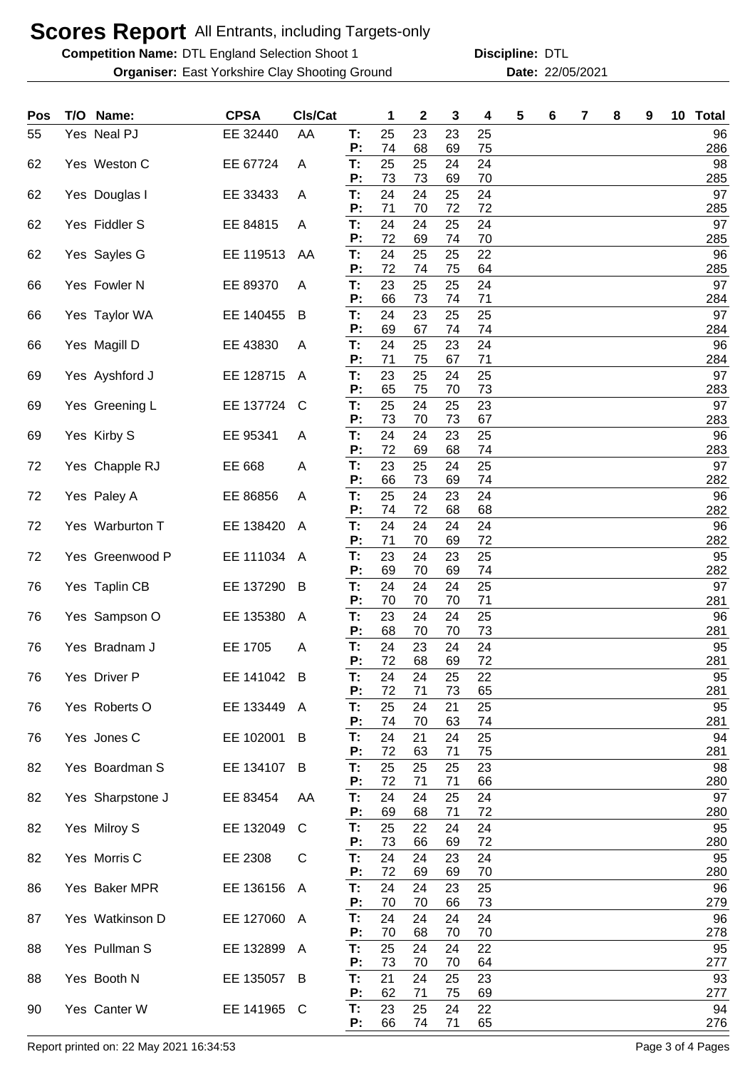# Scores Report All Entrants, including Targets-only

**Competition Name:** DTL England Selection Shoot 1 **Discipline:** DTL

**Organiser:** East Yorkshire Clay Shooting Ground **Date:** 22/05/2021

| Pos | T/O | Name: | CPSA | Cls/Cat | | 1 | 2 | 3 | 4 | 5 | 6 | 7 | 8 | 9 | 10 | Total |
|---|---|---|---|---|---|---|---|---|---|---|---|---|---|---|---|---|
| 55 | Yes | Neal PJ | EE 32440 | AA | T: | 25 | 23 | 23 | 25 | | | | | | | 96 |
| | | | | | P: | 74 | 68 | 69 | 75 | | | | | | | 286 |
| 62 | Yes | Weston C | EE 67724 | A | T: | 25 | 25 | 24 | 24 | | | | | | | 98 |
| | | | | | P: | 73 | 73 | 69 | 70 | | | | | | | 285 |
| 62 | Yes | Douglas I | EE 33433 | A | T: | 24 | 24 | 25 | 24 | | | | | | | 97 |
| | | | | | P: | 71 | 70 | 72 | 72 | | | | | | | 285 |
| 62 | Yes | Fiddler S | EE 84815 | A | T: | 24 | 24 | 25 | 24 | | | | | | | 97 |
| | | | | | P: | 72 | 69 | 74 | 70 | | | | | | | 285 |
| 62 | Yes | Sayles G | EE 119513 | AA | T: | 24 | 25 | 25 | 22 | | | | | | | 96 |
| | | | | | P: | 72 | 74 | 75 | 64 | | | | | | | 285 |
| 66 | Yes | Fowler N | EE 89370 | A | T: | 23 | 25 | 25 | 24 | | | | | | | 97 |
| | | | | | P: | 66 | 73 | 74 | 71 | | | | | | | 284 |
| 66 | Yes | Taylor WA | EE 140455 | B | T: | 24 | 23 | 25 | 25 | | | | | | | 97 |
| | | | | | P: | 69 | 67 | 74 | 74 | | | | | | | 284 |
| 66 | Yes | Magill D | EE 43830 | A | T: | 24 | 25 | 23 | 24 | | | | | | | 96 |
| | | | | | P: | 71 | 75 | 67 | 71 | | | | | | | 284 |
| 69 | Yes | Ayshford J | EE 128715 | A | T: | 23 | 25 | 24 | 25 | | | | | | | 97 |
| | | | | | P: | 65 | 75 | 70 | 73 | | | | | | | 283 |
| 69 | Yes | Greening L | EE 137724 | C | T: | 25 | 24 | 25 | 23 | | | | | | | 97 |
| | | | | | P: | 73 | 70 | 73 | 67 | | | | | | | 283 |
| 69 | Yes | Kirby S | EE 95341 | A | T: | 24 | 24 | 23 | 25 | | | | | | | 96 |
| | | | | | P: | 72 | 69 | 68 | 74 | | | | | | | 283 |
| 72 | Yes | Chapple RJ | EE 668 | A | T: | 23 | 25 | 24 | 25 | | | | | | | 97 |
| | | | | | P: | 66 | 73 | 69 | 74 | | | | | | | 282 |
| 72 | Yes | Paley A | EE 86856 | A | T: | 25 | 24 | 23 | 24 | | | | | | | 96 |
| | | | | | P: | 74 | 72 | 68 | 68 | | | | | | | 282 |
| 72 | Yes | Warburton T | EE 138420 | A | T: | 24 | 24 | 24 | 24 | | | | | | | 96 |
| | | | | | P: | 71 | 70 | 69 | 72 | | | | | | | 282 |
| 72 | Yes | Greenwood P | EE 111034 | A | T: | 23 | 24 | 23 | 25 | | | | | | | 95 |
| | | | | | P: | 69 | 70 | 69 | 74 | | | | | | | 282 |
| 76 | Yes | Taplin CB | EE 137290 | B | T: | 24 | 24 | 24 | 25 | | | | | | | 97 |
| | | | | | P: | 70 | 70 | 70 | 71 | | | | | | | 281 |
| 76 | Yes | Sampson O | EE 135380 | A | T: | 23 | 24 | 24 | 25 | | | | | | | 96 |
| | | | | | P: | 68 | 70 | 70 | 73 | | | | | | | 281 |
| 76 | Yes | Bradnam J | EE 1705 | A | T: | 24 | 23 | 24 | 24 | | | | | | | 95 |
| | | | | | P: | 72 | 68 | 69 | 72 | | | | | | | 281 |
| 76 | Yes | Driver P | EE 141042 | B | T: | 24 | 24 | 25 | 22 | | | | | | | 95 |
| | | | | | P: | 72 | 71 | 73 | 65 | | | | | | | 281 |
| 76 | Yes | Roberts O | EE 133449 | A | T: | 25 | 24 | 21 | 25 | | | | | | | 95 |
| | | | | | P: | 74 | 70 | 63 | 74 | | | | | | | 281 |
| 76 | Yes | Jones C | EE 102001 | B | T: | 24 | 21 | 24 | 25 | | | | | | | 94 |
| | | | | | P: | 72 | 63 | 71 | 75 | | | | | | | 281 |
| 82 | Yes | Boardman S | EE 134107 | B | T: | 25 | 25 | 25 | 23 | | | | | | | 98 |
| | | | | | P: | 72 | 71 | 71 | 66 | | | | | | | 280 |
| 82 | Yes | Sharpstone J | EE 83454 | AA | T: | 24 | 24 | 25 | 24 | | | | | | | 97 |
| | | | | | P: | 69 | 68 | 71 | 72 | | | | | | | 280 |
| 82 | Yes | Milroy S | EE 132049 | C | T: | 25 | 22 | 24 | 24 | | | | | | | 95 |
| | | | | | P: | 73 | 66 | 69 | 72 | | | | | | | 280 |
| 82 | Yes | Morris C | EE 2308 | C | T: | 24 | 24 | 23 | 24 | | | | | | | 95 |
| | | | | | P: | 72 | 69 | 69 | 70 | | | | | | | 280 |
| 86 | Yes | Baker MPR | EE 136156 | A | T: | 24 | 24 | 23 | 25 | | | | | | | 96 |
| | | | | | P: | 70 | 70 | 66 | 73 | | | | | | | 279 |
| 87 | Yes | Watkinson D | EE 127060 | A | T: | 24 | 24 | 24 | 24 | | | | | | | 96 |
| | | | | | P: | 70 | 68 | 70 | 70 | | | | | | | 278 |
| 88 | Yes | Pullman S | EE 132899 | A | T: | 25 | 24 | 24 | 22 | | | | | | | 95 |
| | | | | | P: | 73 | 70 | 70 | 64 | | | | | | | 277 |
| 88 | Yes | Booth N | EE 135057 | B | T: | 21 | 24 | 25 | 23 | | | | | | | 93 |
| | | | | | P: | 62 | 71 | 75 | 69 | | | | | | | 277 |
| 90 | Yes | Canter W | EE 141965 | C | T: | 23 | 25 | 24 | 22 | | | | | | | 94 |
| | | | | | P: | 66 | 74 | 71 | 65 | | | | | | | 276 |

Report printed on: 22 May 2021 16:34:53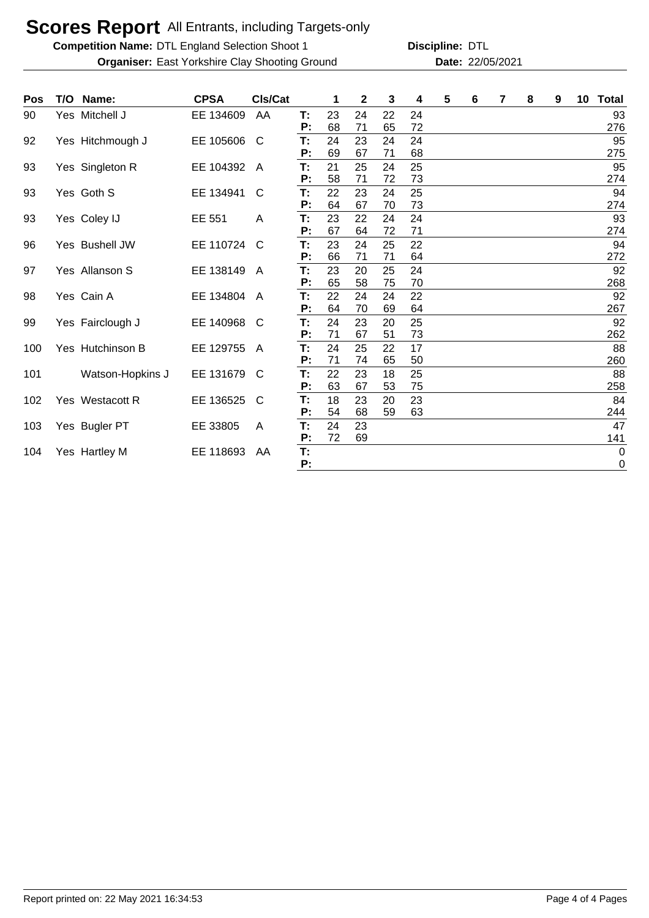# Scores Report All Entrants, including Targets-only

**Competition Name:** DTL England Selection Shoot 1 **Discipline:** DTL

**Organiser:** East Yorkshire Clay Shooting Ground **Date:** 22/05/2021

| Pos | T/O | Name: | CPSA | Cls/Cat | | 1 | 2 | 3 | 4 | 5 | 6 | 7 | 8 | 9 | 10 | Total |
|---|---|---|---|---|---|---|---|---|---|---|---|---|---|---|---|---|
| 90 | Yes | Mitchell J | EE 134609 | AA | T: | 23 | 24 | 22 | 24 | | | | | | | 93 |
| | | | | | P: | 68 | 71 | 65 | 72 | | | | | | | 276 |
| 92 | Yes | Hitchmough J | EE 105606 | C | T: | 24 | 23 | 24 | 24 | | | | | | | 95 |
| | | | | | P: | 69 | 67 | 71 | 68 | | | | | | | 275 |
| 93 | Yes | Singleton R | EE 104392 | A | T: | 21 | 25 | 24 | 25 | | | | | | | 95 |
| | | | | | P: | 58 | 71 | 72 | 73 | | | | | | | 274 |
| 93 | Yes | Goth S | EE 134941 | C | T: | 22 | 23 | 24 | 25 | | | | | | | 94 |
| | | | | | P: | 64 | 67 | 70 | 73 | | | | | | | 274 |
| 93 | Yes | Coley IJ | EE 551 | A | T: | 23 | 22 | 24 | 24 | | | | | | | 93 |
| | | | | | P: | 67 | 64 | 72 | 71 | | | | | | | 274 |
| 96 | Yes | Bushell JW | EE 110724 | C | T: | 23 | 24 | 25 | 22 | | | | | | | 94 |
| | | | | | P: | 66 | 71 | 71 | 64 | | | | | | | 272 |
| 97 | Yes | Allanson S | EE 138149 | A | T: | 23 | 20 | 25 | 24 | | | | | | | 92 |
| | | | | | P: | 65 | 58 | 75 | 70 | | | | | | | 268 |
| 98 | Yes | Cain A | EE 134804 | A | T: | 22 | 24 | 24 | 22 | | | | | | | 92 |
| | | | | | P: | 64 | 70 | 69 | 64 | | | | | | | 267 |
| 99 | Yes | Fairclough J | EE 140968 | C | T: | 24 | 23 | 20 | 25 | | | | | | | 92 |
| | | | | | P: | 71 | 67 | 51 | 73 | | | | | | | 262 |
| 100 | Yes | Hutchinson B | EE 129755 | A | T: | 24 | 25 | 22 | 17 | | | | | | | 88 |
| | | | | | P: | 71 | 74 | 65 | 50 | | | | | | | 260 |
| 101 | | Watson-Hopkins J | EE 131679 | C | T: | 22 | 23 | 18 | 25 | | | | | | | 88 |
| | | | | | P: | 63 | 67 | 53 | 75 | | | | | | | 258 |
| 102 | Yes | Westacott R | EE 136525 | C | T: | 18 | 23 | 20 | 23 | | | | | | | 84 |
| | | | | | P: | 54 | 68 | 59 | 63 | | | | | | | 244 |
| 103 | Yes | Bugler PT | EE 33805 | A | T: | 24 | 23 | | | | | | | | | 47 |
| | | | | | P: | 72 | 69 | | | | | | | | | 141 |
| 104 | Yes | Hartley M | EE 118693 | AA | T: | | | | | | | | | | | 0 |
| | | | | | P: | | | | | | | | | | | 0 |

Report printed on: 22 May 2021 16:34:53